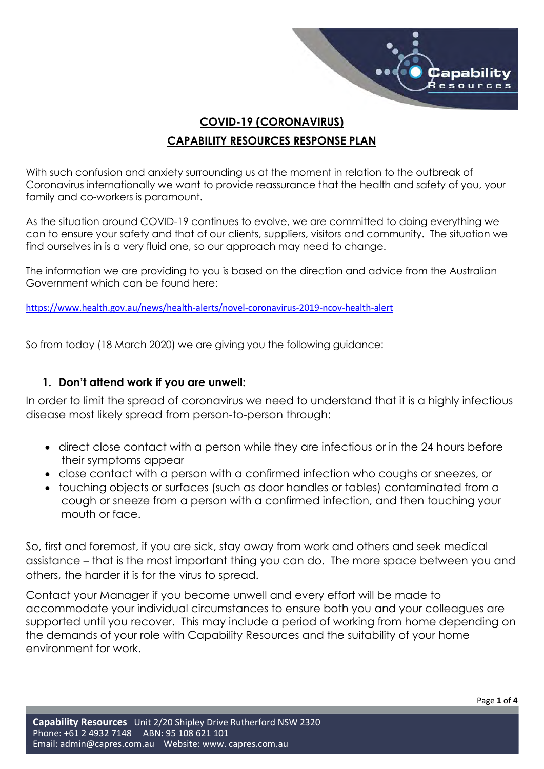# COVID-19 (CORONAVIRUS)

## CAPABILITY RESOURCES RESPONSE PLAN

With such confusion and anxiety surrounding us at the moment in relation to the outbreak of Coronavirus internationally we want to provide reassurance that the health and safety of you, your family and co-workers is paramount.

As the situation around COVID-19 continues to evolve, we are committed to doing everything we can to ensure your safety and that of our clients, suppliers, visitors and community. The situation we find ourselves in is a very fluid one, so our approach may need to change.

The information we are providing to you is based on the direction and advice from the Australian Government which can be found here:

https://www.health.gov.au/news/health-alerts/novel-coronavirus-2019-ncov-health-alert

So from today (18 March 2020) we are giving you the following guidance:

1. **Don't attend work if you are unwell:**

In order to limit the spread of coronavirus we need to understand that it is a highly infectious disease most likely spread from person-to-person through:

- direct close contact with a person while they are infectious or in the 24 hours before their symptoms appear
- close contact with a person with a confirmed infection who coughs or sneezes, or
- touching objects or surfaces (such as door handles or tables) contaminated from a cough or sneeze from a person with a confirmed infection, and then touching your mouth or face.

So, first and foremost, if you are sick, stay away from work and others and seek medical assistance – that is the most important thing you can do. The more space between you and others, the harder it is for the virus to spread.

Contact your Manager if you become unwell and every effort will be made to accommodate your individual circumstances to ensure both you and your colleagues are supported until you recover. This may include a period of working from home depending on the demands of your role with Capability Resources and the suitability of your home environment for work.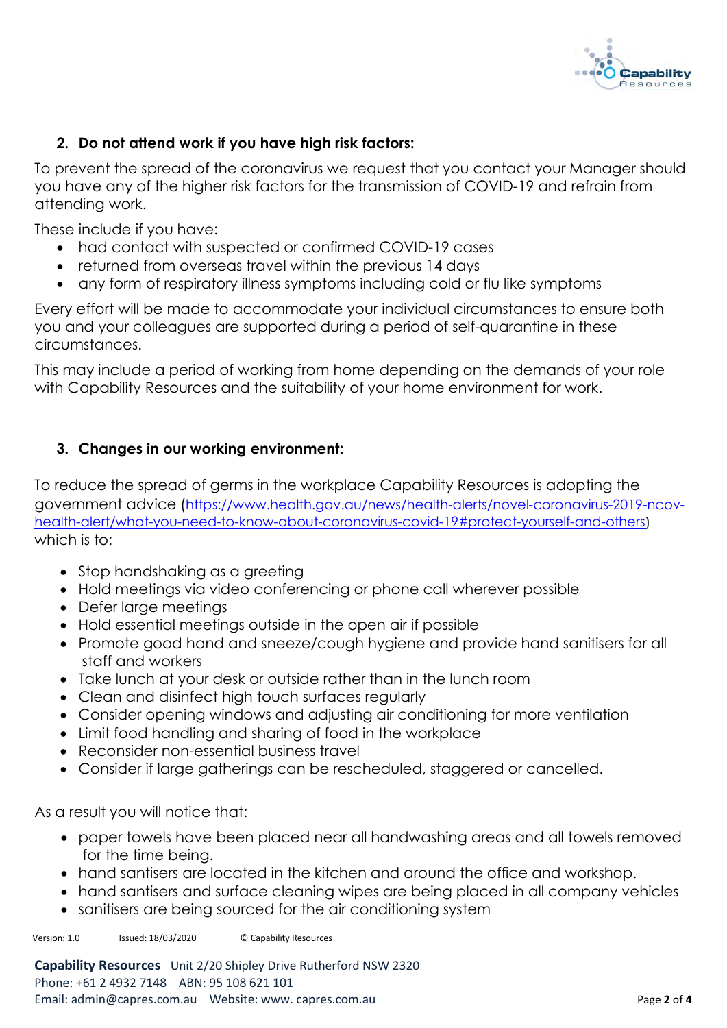## 2. Do not attend work if you have high risk factors:

To prevent the spread of the coronavirus we request that you contact your Manager should you have any of the higher risk factors for the transmission of COVID-19 and refrain from attending work.

These include if you have:

- had contact with suspected or confirmed COVID-19 cases
- returned from overseas travel within the previous 14 days
- any form of respiratory illness symptoms including cold or flu like symptoms

Every effort will be made to accommodate your individual circumstances to ensure both you and your colleagues are supported during a period of self-quarantine in these circumstances.

This may include a period of working from home depending on the demands of your role with Capability Resources and the suitability of your home environment for work.

## 3. Changes in our working environment:

To reduce the spread of germs in the workplace Capability Resources is adopting the government advice (https://www.health.gov.au/news/health-alerts/novel-coronavirus-2019-ncov-health-alert/what-you-need-to-know-about-coronavirus-covid-19#protect-yourself-and-others) which is to:

- Stop handshaking as a greeting
- Hold meetings via video conferencing or phone call wherever possible
- Defer large meetings
- Hold essential meetings outside in the open air if possible
- Promote good hand and sneeze/cough hygiene and provide hand sanitisers for all staff and workers
- Take lunch at your desk or outside rather than in the lunch room
- Clean and disinfect high touch surfaces regularly
- Consider opening windows and adjusting air conditioning for more ventilation
- Limit food handling and sharing of food in the workplace
- Reconsider non-essential business travel
- Consider if large gatherings can be rescheduled, staggered or cancelled.

As a result you will notice that:

- paper towels have been placed near all handwashing areas and all towels removed for the time being.
- hand santisers are located in the kitchen and around the office and workshop.
- hand santisers and surface cleaning wipes are being placed in all company vehicles
- sanitisers are being sourced for the air conditioning system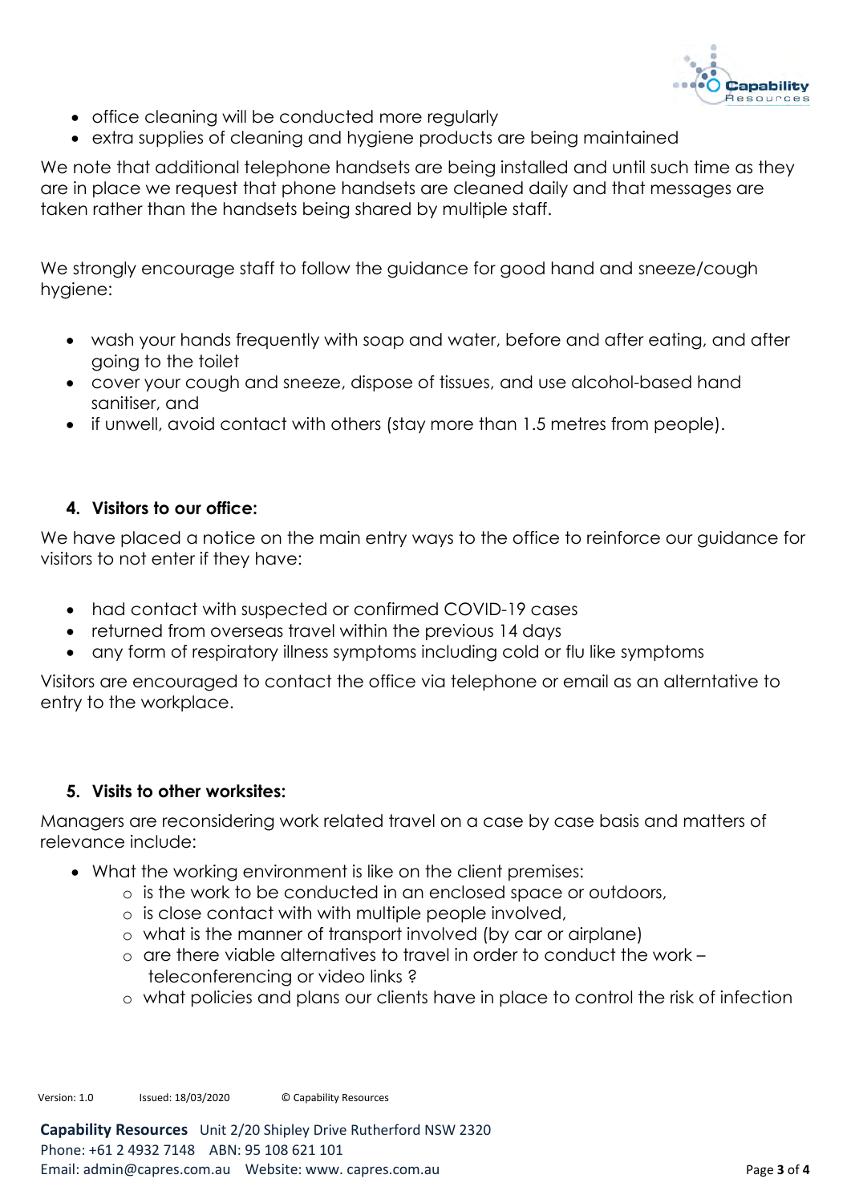- office cleaning will be conducted more regularly
- extra supplies of cleaning and hygiene products are being maintained

We note that additional telephone handsets are being installed and until such time as they are in place we request that phone handsets are cleaned daily and that messages are taken rather than the handsets being shared by multiple staff.

We strongly encourage staff to follow the guidance for good hand and sneeze/cough hygiene:

- wash your hands frequently with soap and water, before and after eating, and after going to the toilet
- cover your cough and sneeze, dispose of tissues, and use alcohol-based hand sanitiser, and
- if unwell, avoid contact with others (stay more than 1.5 metres from people).

## 4. Visitors to our office:

We have placed a notice on the main entry ways to the office to reinforce our guidance for visitors to not enter if they have:

- had contact with suspected or confirmed COVID-19 cases
- returned from overseas travel within the previous 14 days
- any form of respiratory illness symptoms including cold or flu like symptoms

Visitors are encouraged to contact the office via telephone or email as an alterntative to entry to the workplace.

## 5. Visits to other worksites:

Managers are reconsidering work related travel on a case by case basis and matters of relevance include:

- What the working environment is like on the client premises:
    - is the work to be conducted in an enclosed space or outdoors,
    - is close contact with with multiple people involved,
    - what is the manner of transport involved (by car or airplane)
    - are there viable alternatives to travel in order to conduct the work – teleconferencing or video links ?
    - what policies and plans our clients have in place to control the risk of infection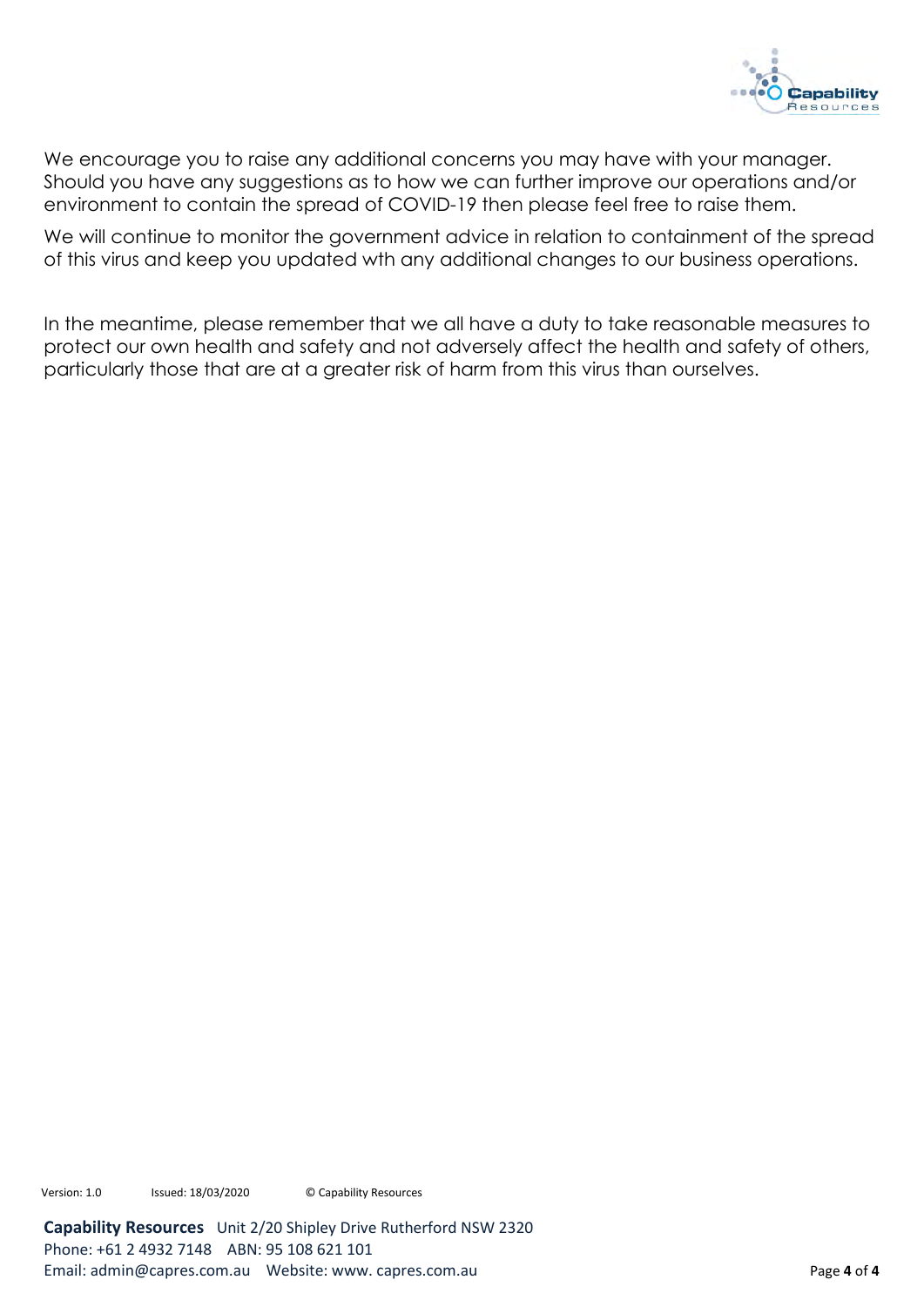We encourage you to raise any additional concerns you may have with your manager. Should you have any suggestions as to how we can further improve our operations and/or environment to contain the spread of COVID-19 then please feel free to raise them.

We will continue to monitor the government advice in relation to containment of the spread of this virus and keep you updated wth any additional changes to our business operations.

In the meantime, please remember that we all have a duty to take reasonable measures to protect our own health and safety and not adversely affect the health and safety of others, particularly those that are at a greater risk of harm from this virus than ourselves.